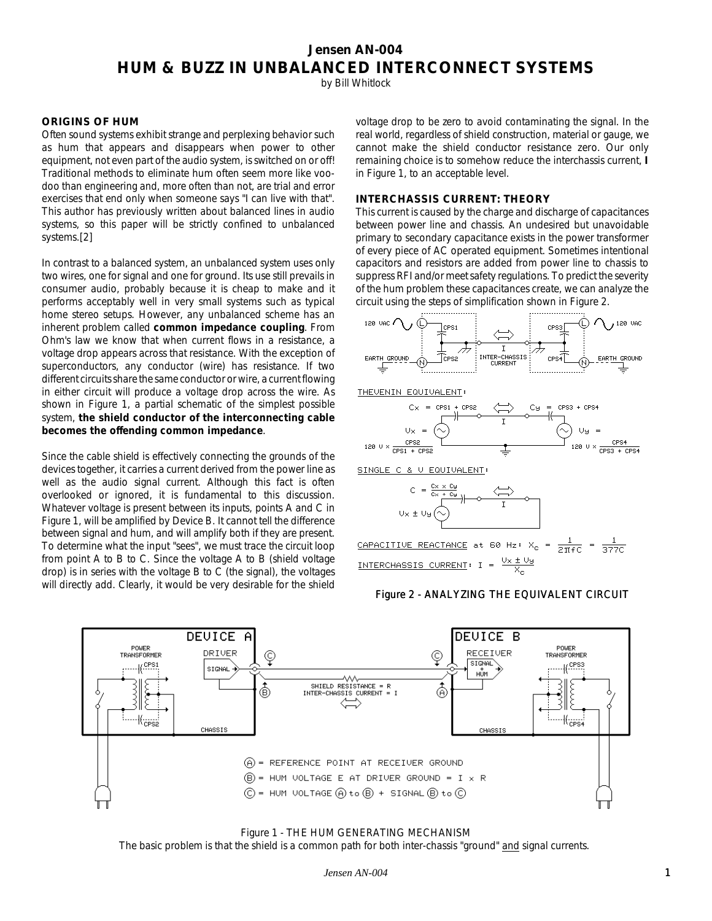# Jensen AN-004

# HUM & BUZZ IN UNBALANCED INTERCONNECT SYSTEMS

by Bill Whitlock

## ORIGINS OF HUM

Often sound systems exhibit strange and perplexing behavior such as hum that appears and disappears when power to other equipment, not even part of the audio system, is switched on or off! Traditional methods to eliminate hum often seem more like voo-doo than engineering and, more often than not, are trial and error exercises that end only when someone says "I can live with that". This author has previously written about balanced lines in audio systems, so this paper will be strictly confined to unbalanced systems.[2]

In contrast to a balanced system, an unbalanced system uses only two wires, one for signal and one for ground. Its use still prevails in consumer audio, probably because it is cheap to make and it performs acceptably well in very small systems such as typical home stereo setups. However, any unbalanced scheme has an inherent problem called **common impedance coupling**. From Ohm's law we know that when current flows in a resistance, a voltage drop appears across that resistance. With the exception of superconductors, any conductor (wire) has resistance. If two different circuits share the same conductor or wire, a current flowing in either circuit will produce a voltage drop across the wire. As shown in Figure 1, a partial schematic of the simplest possible system, **the shield conductor of the interconnecting cable becomes the offending common impedance**.

Since the cable shield is effectively connecting the grounds of the devices together, it carries a current derived from the power line as well as the audio signal current. Although this fact is often overlooked or ignored, it is fundamental to this discussion. Whatever voltage is present between its inputs, points A and C in Figure 1, will be amplified by Device B. It cannot tell the difference between signal and hum, and will amplify both if they are present. To determine what the input "sees", we must trace the circuit loop from point A to B to C. Since the voltage A to B (shield voltage drop) is in series with the voltage B to C (the signal), the voltages will directly add. Clearly, it would be very desirable for the shield voltage drop to be zero to avoid contaminating the signal. In the real world, regardless of shield construction, material or gauge, we cannot make the shield conductor resistance zero. Our only remaining choice is to somehow reduce the interchassis current, **I** in Figure 1, to an acceptable level.

## INTERCHASSIS CURRENT: THEORY

This current is caused by the charge and discharge of capacitances between power line and chassis. An undesired but unavoidable primary to secondary capacitance exists in the power transformer of every piece of AC operated equipment. Sometimes intentional capacitors and resistors are added from power line to chassis to suppress RFI and/or meet safety regulations. To predict the severity of the hum problem these capacitances create, we can analyze the circuit using the steps of simplification shown in Figure 2.

120 VAC  L  CPS1  CPS2  N  EARTH GROUND  I  INTER-CHASSIS CURRENT  CPS3  CPS4  L  N  120 VAC  EARTH GROUND

THEVENIN EQUIVALENT:

$C_x = C_{PS1} + C_{PS2}$  I  $C_y = C_{PS3} + C_{PS4}$

$V_x = 120\ V \times \frac{C_{PS2}}{C_{PS1} + C_{PS2}}$  $V_y = 120\ V \times \frac{C_{PS4}}{C_{PS3} + C_{PS4}}$

SINGLE C & V EQUIVALENT:

$C = \frac{C_x \times C_y}{C_x + C_y}$  I  $V_x \pm V_y$

CAPACITIVE REACTANCE at 60 Hz: $X_c = \frac{1}{2\pi f C} = \frac{1}{377C}$

INTERCHASSIS CURRENT: $I = \frac{V_x \pm V_y}{X_c}$

Figure 2 - ANALYZING THE EQUIVALENT CIRCUIT

DEVICE A  POWER TRANSFORMER  CPS1  CPS2  DRIVER  SIGNAL  CHASSIS  C  B

SHIELD RESISTANCE = R  INTER-CHASSIS CURRENT = I

DEVICE B  RECEIVER  SIGNAL + HUM  POWER TRANSFORMER  CPS3  CPS4  CHASSIS  C  A

(A) = REFERENCE POINT AT RECEIVER GROUND

(B) = HUM VOLTAGE E AT DRIVER GROUND = I x R

(C) = HUM VOLTAGE (A) to (B) + SIGNAL (B) to (C)

Figure 1 - THE HUM GENERATING MECHANISM

The basic problem is that the shield is a common path for both inter-chassis "ground" and signal currents.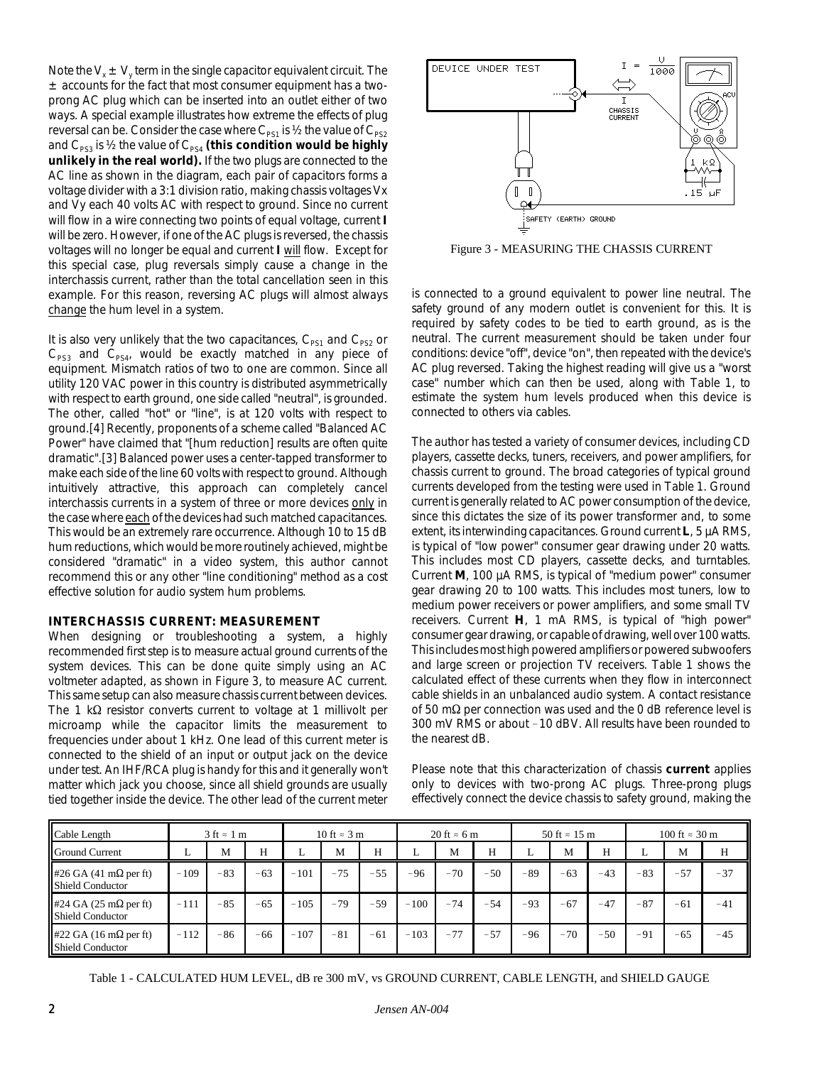Note the $V_x \pm V_y$ term in the single capacitor equivalent circuit. The ± accounts for the fact that most consumer equipment has a two-prong AC plug which can be inserted into an outlet either of two ways. A special example illustrates how extreme the effects of plug reversal can be. Consider the case where $C_{PS1}$ is ½ the value of $C_{PS2}$ and $C_{PS3}$ is ½ the value of $C_{PS4}$ **(this condition would be highly unlikely in the real world).** If the two plugs are connected to the AC line as shown in the diagram, each pair of capacitors forms a voltage divider with a 3:1 division ratio, making chassis voltages Vx and Vy each 40 volts AC with respect to ground. Since no current will flow in a wire connecting two points of equal voltage, current **I** will be zero. However, if one of the AC plugs is reversed, the chassis voltages will no longer be equal and current **I** will flow. Except for this special case, plug reversals simply cause a change in the interchassis current, rather than the total cancellation seen in this example. For this reason, reversing AC plugs will almost always change the hum level in a system.

It is also very unlikely that the two capacitances, $C_{PS1}$ and $C_{PS2}$ or $C_{PS3}$ and $C_{PS4}$, would be exactly matched in any piece of equipment. Mismatch ratios of two to one are common. Since all utility 120 VAC power in this country is distributed asymmetrically with respect to earth ground, one side called "neutral", is grounded. The other, called "hot" or "line", is at 120 volts with respect to ground.[4] Recently, proponents of a scheme called "Balanced AC Power" have claimed that "[hum reduction] results are often quite dramatic".[3] Balanced power uses a center-tapped transformer to make each side of the line 60 volts with respect to ground. Although intuitively attractive, this approach can completely cancel interchassis currents in a system of three or more devices only in the case where each of the devices had such matched capacitances. This would be an extremely rare occurrence. Although 10 to 15 dB hum reductions, which would be more routinely achieved, might be considered "dramatic" in a video system, this author cannot recommend this or any other "line conditioning" method as a cost effective solution for audio system hum problems.

## INTERCHASSIS CURRENT: MEASUREMENT

When designing or troubleshooting a system, a highly recommended first step is to measure actual ground currents of the system devices. This can be done quite simply using an AC voltmeter adapted, as shown in Figure 3, to measure AC current. This same setup can also measure chassis current between devices. The 1 kΩ resistor converts current to voltage at 1 millivolt per microamp while the capacitor limits the measurement to frequencies under about 1 kHz. One lead of this current meter is connected to the shield of an input or output jack on the device under test. An IHF/RCA plug is handy for this and it generally won't matter which jack you choose, since all shield grounds are usually tied together inside the device. The other lead of the current meter is connected to a ground equivalent to power line neutral. The safety ground of any modern outlet is convenient for this. It is required by safety codes to be tied to earth ground, as is the neutral. The current measurement should be taken under four conditions: device "off", device "on", then repeated with the device's AC plug reversed. Taking the highest reading will give us a "worst case" number which can then be used, along with Table 1, to estimate the system hum levels produced when this device is connected to others via cables.

DEVICE UNDER TEST

$I = \frac{V}{1000}$

I

CHASSIS CURRENT

ACV

V Ω

1 kΩ

.15 µF

SAFETY (EARTH) GROUND

Figure 3 - MEASURING THE CHASSIS CURRENT

The author has tested a variety of consumer devices, including CD players, cassette decks, tuners, receivers, and power amplifiers, for chassis current to ground. The broad categories of typical ground currents developed from the testing were used in Table 1. Ground current is generally related to AC power consumption of the device, since this dictates the size of its power transformer and, to some extent, its interwinding capacitances. Ground current **L**, 5 µA RMS, is typical of "low power" consumer gear drawing under 20 watts. This includes most CD players, cassette decks, and turntables. Current **M**, 100 µA RMS, is typical of "medium power" consumer gear drawing 20 to 100 watts. This includes most tuners, low to medium power receivers or power amplifiers, and some small TV receivers. Current **H**, 1 mA RMS, is typical of "high power" consumer gear drawing, or capable of drawing, well over 100 watts. This includes most high powered amplifiers or powered subwoofers and large screen or projection TV receivers. Table 1 shows the calculated effect of these currents when they flow in interconnect cable shields in an unbalanced audio system. A contact resistance of 50 mΩ per connection was used and the 0 dB reference level is 300 mV RMS or about −10 dBV. All results have been rounded to the nearest dB.

Please note that this characterization of chassis **current** applies only to devices with two-prong AC plugs. Three-prong plugs effectively connect the device chassis to safety ground, making the

| Cable Length | 3 ft ≈ 1 m | | | 10 ft ≈ 3 m | | | 20 ft ≈ 6 m | | | 50 ft ≈ 15 m | | | 100 ft ≈ 30 m | | |
|---|---|---|---|---|---|---|---|---|---|---|---|---|---|---|---|
| Ground Current | L | M | H | L | M | H | L | M | H | L | M | H | L | M | H |
| #26 GA (41 mΩ per ft) Shield Conductor | −109 | −83 | −63 | −101 | −75 | −55 | −96 | −70 | −50 | −89 | −63 | −43 | −83 | −57 | −37 |
| #24 GA (25 mΩ per ft) Shield Conductor | −111 | −85 | −65 | −105 | −79 | −59 | −100 | −74 | −54 | −93 | −67 | −47 | −87 | −61 | −41 |
| #22 GA (16 mΩ per ft) Shield Conductor | −112 | −86 | −66 | −107 | −81 | −61 | −103 | −77 | −57 | −96 | −70 | −50 | −91 | −65 | −45 |

Table 1 - CALCULATED HUM LEVEL, dB re 300 mV, vs GROUND CURRENT, CABLE LENGTH, and SHIELD GAUGE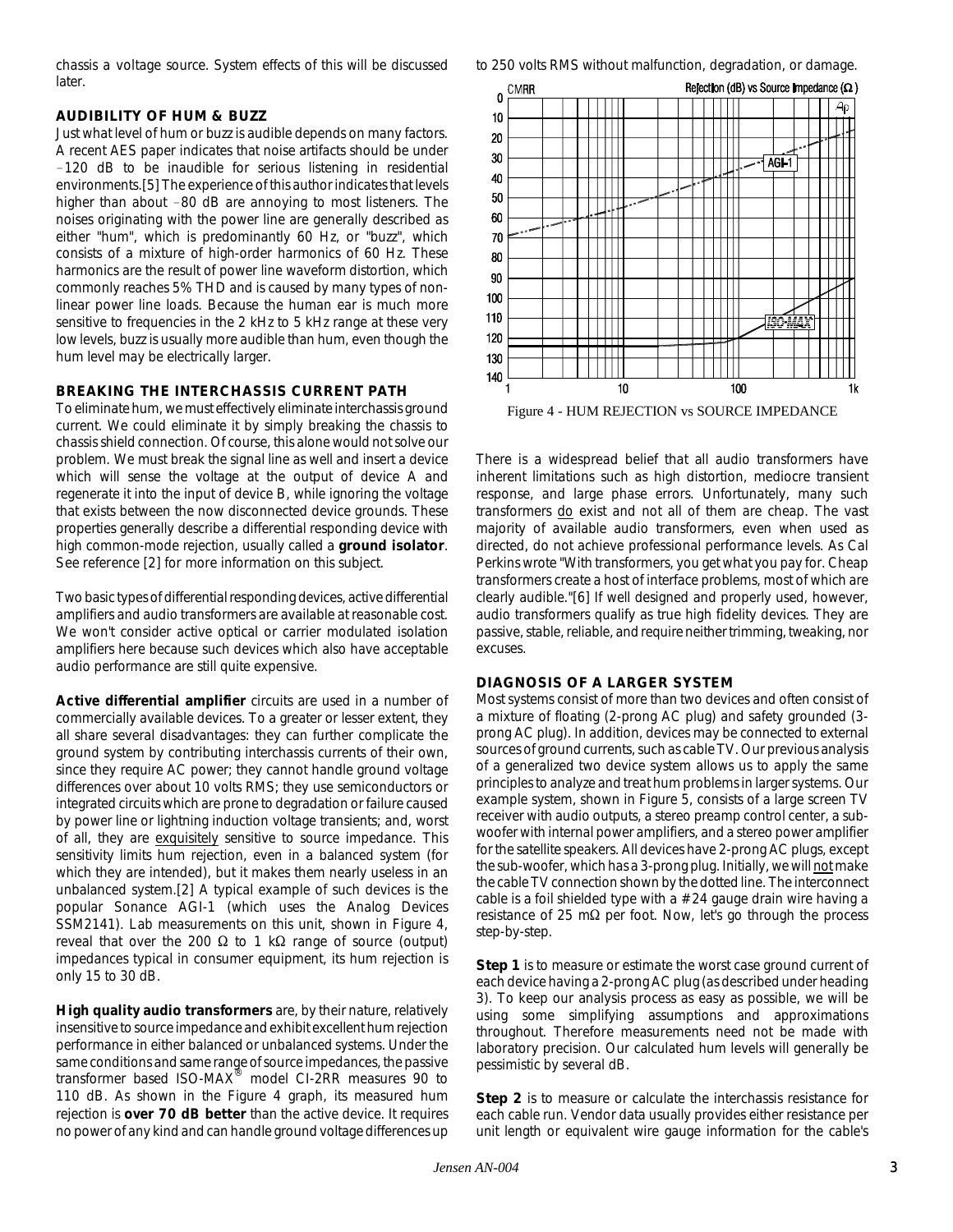chassis a voltage source. System effects of this will be discussed later.

### AUDIBILITY OF HUM & BUZZ

Just what level of hum or buzz is audible depends on many factors. A recent AES paper indicates that noise artifacts should be under −120 dB to be inaudible for serious listening in residential environments.[5] The experience of this author indicates that levels higher than about −80 dB are annoying to most listeners. The noises originating with the power line are generally described as either "hum", which is predominantly 60 Hz, or "buzz", which consists of a mixture of high-order harmonics of 60 Hz. These harmonics are the result of power line waveform distortion, which commonly reaches 5% THD and is caused by many types of non-linear power line loads. Because the human ear is much more sensitive to frequencies in the 2 kHz to 5 kHz range at these very low levels, buzz is usually more audible than hum, even though the hum level may be electrically larger.

### BREAKING THE INTERCHASSIS CURRENT PATH

To eliminate hum, we must effectively eliminate interchassis ground current. We could eliminate it by simply breaking the chassis to chassis shield connection. Of course, this alone would not solve our problem. We must break the signal line as well and insert a device which will sense the voltage at the output of device A and regenerate it into the input of device B, while ignoring the voltage that exists between the now disconnected device grounds. These properties generally describe a differential responding device with high common-mode rejection, usually called a **ground isolator**. See reference [2] for more information on this subject.

Two basic types of differential responding devices, active differential amplifiers and audio transformers are available at reasonable cost. We won't consider active optical or carrier modulated isolation amplifiers here because such devices which also have acceptable audio performance are still quite expensive.

**Active differential amplifier** circuits are used in a number of commercially available devices. To a greater or lesser extent, they all share several disadvantages: they can further complicate the ground system by contributing interchassis currents of their own, since they require AC power; they cannot handle ground voltage differences over about 10 volts RMS; they use semiconductors or integrated circuits which are prone to degradation or failure caused by power line or lightning induction voltage transients; and, worst of all, they are exquisitely sensitive to source impedance. This sensitivity limits hum rejection, even in a balanced system (for which they are intended), but it makes them nearly useless in an unbalanced system.[2] A typical example of such devices is the popular Sonance AGI-1 (which uses the Analog Devices SSM2141). Lab measurements on this unit, shown in Figure 4, reveal that over the 200 Ω to 1 kΩ range of source (output) impedances typical in consumer equipment, its hum rejection is only 15 to 30 dB.

**High quality audio transformers** are, by their nature, relatively insensitive to source impedance and exhibit excellent hum rejection performance in either balanced or unbalanced systems. Under the same conditions and same range of source impedances, the passive transformer based ISO-MAX® model CI-2RR measures 90 to 110 dB. As shown in the Figure 4 graph, its measured hum rejection is **over 70 dB better** than the active device. It requires no power of any kind and can handle ground voltage differences up to 250 volts RMS without malfunction, degradation, or damage.

CMRR
Rejection (dB) vs Source Impedance (Ω)
0 10 20 30 40 50 60 70 80 90 100 110 120 130 140
1 10 100 1k
AGI-1
ISO-MAX

Figure 4 - HUM REJECTION vs SOURCE IMPEDANCE

There is a widespread belief that all audio transformers have inherent limitations such as high distortion, mediocre transient response, and large phase errors. Unfortunately, many such transformers do exist and not all of them are cheap. The vast majority of available audio transformers, even when used as directed, do not achieve professional performance levels. As Cal Perkins wrote "With transformers, you get what you pay for. Cheap transformers create a host of interface problems, most of which are clearly audible."[6] If well designed and properly used, however, audio transformers qualify as true high fidelity devices. They are passive, stable, reliable, and require neither trimming, tweaking, nor excuses.

### DIAGNOSIS OF A LARGER SYSTEM

Most systems consist of more than two devices and often consist of a mixture of floating (2-prong AC plug) and safety grounded (3-prong AC plug). In addition, devices may be connected to external sources of ground currents, such as cable TV. Our previous analysis of a generalized two device system allows us to apply the same principles to analyze and treat hum problems in larger systems. Our example system, shown in Figure 5, consists of a large screen TV receiver with audio outputs, a stereo preamp control center, a sub-woofer with internal power amplifiers, and a stereo power amplifier for the satellite speakers. All devices have 2-prong AC plugs, except the sub-woofer, which has a 3-prong plug. Initially, we will not make the cable TV connection shown by the dotted line. The interconnect cable is a foil shielded type with a #24 gauge drain wire having a resistance of 25 mΩ per foot. Now, let's go through the process step-by-step.

**Step 1** is to measure or estimate the worst case ground current of each device having a 2-prong AC plug (as described under heading 3). To keep our analysis process as easy as possible, we will be using some simplifying assumptions and approximations throughout. Therefore measurements need not be made with laboratory precision. Our calculated hum levels will generally be pessimistic by several dB.

**Step 2** is to measure or calculate the interchassis resistance for each cable run. Vendor data usually provides either resistance per unit length or equivalent wire gauge information for the cable's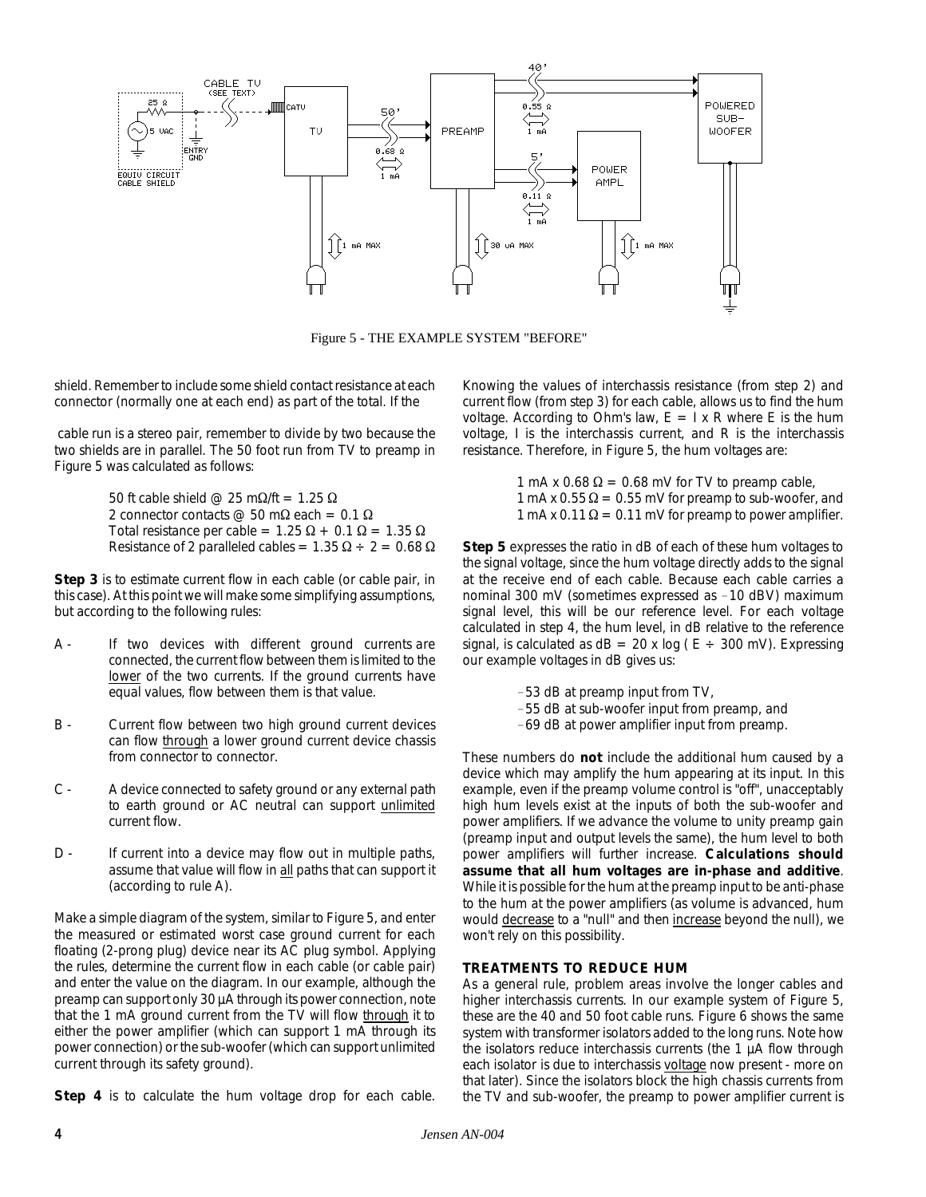CABLE TV
(SEE TEXT)
25 Ω
5 VAC
ENTRY GND
EQUIV CIRCUIT CABLE SHIELD
CATV
TV
50'
0.68 Ω
1 mA
PREAMP
40'
0.55 Ω
1 mA
POWERED SUB-WOOFER
5'
0.11 Ω
1 mA
POWER AMPL
1 mA MAX
30 uA MAX
1 mA MAX

Figure 5 - THE EXAMPLE SYSTEM "BEFORE"

shield. Remember to include some shield contact resistance at each connector (normally one at each end) as part of the total. If the cable run is a stereo pair, remember to divide by two because the two shields are in parallel. The 50 foot run from TV to preamp in Figure 5 was calculated as follows:

> 50 ft cable shield @ 25 mΩ/ft = 1.25 Ω
> 2 connector contacts @ 50 mΩ each = 0.1 Ω
> Total resistance per cable = 1.25 Ω + 0.1 Ω = 1.35 Ω
> Resistance of 2 paralleled cables = 1.35 Ω ÷ 2 = 0.68 Ω

**Step 3** is to estimate current flow in each cable (or cable pair, in this case). At this point we will make some simplifying assumptions, but according to the following rules:

- A - If two devices with different ground currents are connected, the current flow between them is limited to the lower of the two currents. If the ground currents have equal values, flow between them is that value.
- B - Current flow between two high ground current devices can flow through a lower ground current device chassis from connector to connector.
- C - A device connected to safety ground or any external path to earth ground or AC neutral can support unlimited current flow.
- D - If current into a device may flow out in multiple paths, assume that value will flow in all paths that can support it (according to rule A).

Make a simple diagram of the system, similar to Figure 5, and enter the measured or estimated worst case ground current for each floating (2-prong plug) device near its AC plug symbol. Applying the rules, determine the current flow in each cable (or cable pair) and enter the value on the diagram. In our example, although the preamp can support only 30 µA through its power connection, note that the 1 mA ground current from the TV will flow through it to either the power amplifier (which can support 1 mA through its power connection) or the sub-woofer (which can support unlimited current through its safety ground).

**Step 4** is to calculate the hum voltage drop for each cable. Knowing the values of interchassis resistance (from step 2) and current flow (from step 3) for each cable, allows us to find the hum voltage. According to Ohm's law, E = I x R where E is the hum voltage, I is the interchassis current, and R is the interchassis resistance. Therefore, in Figure 5, the hum voltages are:

> 1 mA x 0.68 Ω = 0.68 mV for TV to preamp cable,
> 1 mA x 0.55 Ω = 0.55 mV for preamp to sub-woofer, and
> 1 mA x 0.11 Ω = 0.11 mV for preamp to power amplifier.

**Step 5** expresses the ratio in dB of each of these hum voltages to the signal voltage, since the hum voltage directly adds to the signal at the receive end of each cable. Because each cable carries a nominal 300 mV (sometimes expressed as −10 dBV) maximum signal level, this will be our reference level. For each voltage calculated in step 4, the hum level, in dB relative to the reference signal, is calculated as dB = 20 x log ( E ÷ 300 mV). Expressing our example voltages in dB gives us:

> −53 dB at preamp input from TV,
> −55 dB at sub-woofer input from preamp, and
> −69 dB at power amplifier input from preamp.

These numbers do **not** include the additional hum caused by a device which may amplify the hum appearing at its input. In this example, even if the preamp volume control is "off", unacceptably high hum levels exist at the inputs of both the sub-woofer and power amplifiers. If we advance the volume to unity preamp gain (preamp input and output levels the same), the hum level to both power amplifiers will further increase. **Calculations should assume that all hum voltages are in-phase and additive**. While it is possible for the hum at the preamp input to be anti-phase to the hum at the power amplifiers (as volume is advanced, hum would decrease to a "null" and then increase beyond the null), we won't rely on this possibility.

### TREATMENTS TO REDUCE HUM

As a general rule, problem areas involve the longer cables and higher interchassis currents. In our example system of Figure 5, these are the 40 and 50 foot cable runs. Figure 6 shows the same system with transformer isolators added to the long runs. Note how the isolators reduce interchassis currents (the 1 µA flow through each isolator is due to interchassis voltage now present - more on that later). Since the isolators block the high chassis currents from the TV and sub-woofer, the preamp to power amplifier current is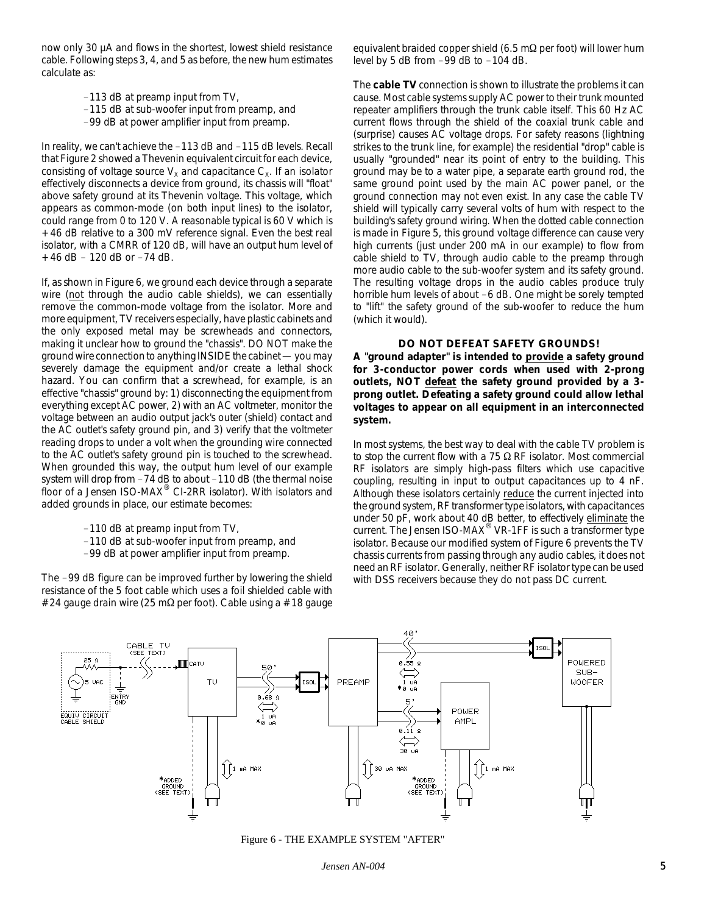now only 30 µA and flows in the shortest, lowest shield resistance cable. Following steps 3, 4, and 5 as before, the new hum estimates calculate as:

- −113 dB at preamp input from TV,
- −115 dB at sub-woofer input from preamp, and
- −99 dB at power amplifier input from preamp.

In reality, we can't achieve the −113 dB and −115 dB levels. Recall that Figure 2 showed a Thevenin equivalent circuit for each device, consisting of voltage source $V_X$ and capacitance $C_X$. If an isolator effectively disconnects a device from ground, its chassis will "float" above safety ground at its Thevenin voltage. This voltage, which appears as common-mode (on both input lines) to the isolator, could range from 0 to 120 V. A reasonable typical is 60 V which is +46 dB relative to a 300 mV reference signal. Even the best real isolator, with a CMRR of 120 dB, will have an output hum level of +46 dB − 120 dB or −74 dB.

If, as shown in Figure 6, we ground each device through a separate wire (not through the audio cable shields), we can essentially remove the common-mode voltage from the isolator. More and more equipment, TV receivers especially, have plastic cabinets and the only exposed metal may be screwheads and connectors, making it unclear how to ground the "chassis". DO NOT make the ground wire connection to anything INSIDE the cabinet — you may severely damage the equipment and/or create a lethal shock hazard. You can confirm that a screwhead, for example, is an effective "chassis" ground by: 1) disconnecting the equipment from everything except AC power, 2) with an AC voltmeter, monitor the voltage between an audio output jack's outer (shield) contact and the AC outlet's safety ground pin, and 3) verify that the voltmeter reading drops to under a volt when the grounding wire connected to the AC outlet's safety ground pin is touched to the screwhead. When grounded this way, the output hum level of our example system will drop from −74 dB to about −110 dB (the thermal noise floor of a Jensen ISO-MAX® CI-2RR isolator). With isolators and added grounds in place, our estimate becomes:

- −110 dB at preamp input from TV,
- −110 dB at sub-woofer input from preamp, and
- −99 dB at power amplifier input from preamp.

The −99 dB figure can be improved further by lowering the shield resistance of the 5 foot cable which uses a foil shielded cable with #24 gauge drain wire (25 mΩ per foot). Cable using a #18 gauge equivalent braided copper shield (6.5 mΩ per foot) will lower hum level by 5 dB from −99 dB to −104 dB.

The **cable TV** connection is shown to illustrate the problems it can cause. Most cable systems supply AC power to their trunk mounted repeater amplifiers through the trunk cable itself. This 60 Hz AC current flows through the shield of the coaxial trunk cable and (surprise) causes AC voltage drops. For safety reasons (lightning strikes to the trunk line, for example) the residential "drop" cable is usually "grounded" near its point of entry to the building. This ground may be to a water pipe, a separate earth ground rod, the same ground point used by the main AC power panel, or the ground connection may not even exist. In any case the cable TV shield will typically carry several volts of hum with respect to the building's safety ground wiring. When the dotted cable connection is made in Figure 5, this ground voltage difference can cause very high currents (just under 200 mA in our example) to flow from cable shield to TV, through audio cable to the preamp through more audio cable to the sub-woofer system and its safety ground. The resulting voltage drops in the audio cables produce truly horrible hum levels of about −6 dB. One might be sorely tempted to "lift" the safety ground of the sub-woofer to reduce the hum (which it would).

**DO NOT DEFEAT SAFETY GROUNDS!**

**A "ground adapter" is intended to provide a safety ground for 3-conductor power cords when used with 2-prong outlets, NOT defeat the safety ground provided by a 3-prong outlet. Defeating a safety ground could allow lethal voltages to appear on all equipment in an interconnected system.**

In most systems, the best way to deal with the cable TV problem is to stop the current flow with a 75 Ω RF isolator. Most commercial RF isolators are simply high-pass filters which use capacitive coupling, resulting in input to output capacitances up to 4 nF. Although these isolators certainly reduce the current injected into the ground system, RF transformer type isolators, with capacitances under 50 pF, work about 40 dB better, to effectively eliminate the current. The Jensen ISO-MAX® VR-1FF is such a transformer type isolator. Because our modified system of Figure 6 prevents the TV chassis currents from passing through any audio cables, it does not need an RF isolator. Generally, neither RF isolator type can be used with DSS receivers because they do not pass DC current.

CABLE TV (SEE TEXT)
25 Ω
5 VAC
ENTRY GND
EQUIV CIRCUIT CABLE SHIELD
CATV
TV
50'
0.68 Ω
1 uA
*0 uA
ISOL
PREAMP
40'
0.55 Ω
1 uA
*0 uA
ISOL
POWERED SUB-WOOFER
5'
0.11 Ω
30 uA
POWER AMPL
1 mA MAX
*ADDED GROUND (SEE TEXT)
30 uA MAX
*ADDED GROUND (SEE TEXT)
1 mA MAX

Figure 6 - THE EXAMPLE SYSTEM "AFTER"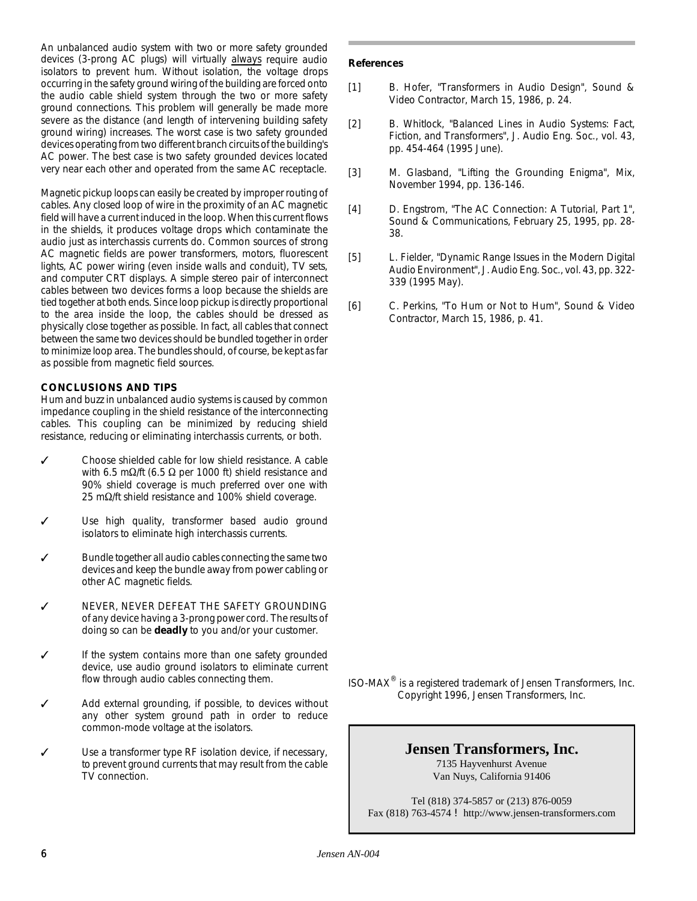An unbalanced audio system with two or more safety grounded devices (3-prong AC plugs) will virtually always require audio isolators to prevent hum. Without isolation, the voltage drops occurring in the safety ground wiring of the building are forced onto the audio cable shield system through the two or more safety ground connections. This problem will generally be made more severe as the distance (and length of intervening building safety ground wiring) increases. The worst case is two safety grounded devices operating from two different branch circuits of the building's AC power. The best case is two safety grounded devices located very near each other and operated from the same AC receptacle.

Magnetic pickup loops can easily be created by improper routing of cables. Any closed loop of wire in the proximity of an AC magnetic field will have a current induced in the loop. When this current flows in the shields, it produces voltage drops which contaminate the audio just as interchassis currents do. Common sources of strong AC magnetic fields are power transformers, motors, fluorescent lights, AC power wiring (even inside walls and conduit), TV sets, and computer CRT displays. A simple stereo pair of interconnect cables between two devices forms a loop because the shields are tied together at both ends. Since loop pickup is directly proportional to the area inside the loop, the cables should be dressed as physically close together as possible. In fact, all cables that connect between the same two devices should be bundled together in order to minimize loop area. The bundles should, of course, be kept as far as possible from magnetic field sources.

### CONCLUSIONS AND TIPS

Hum and buzz in unbalanced audio systems is caused by common impedance coupling in the shield resistance of the interconnecting cables. This coupling can be minimized by reducing shield resistance, reducing or eliminating interchassis currents, or both.

- ✓ Choose shielded cable for low shield resistance. A cable with 6.5 mΩ/ft (6.5 Ω per 1000 ft) shield resistance and 90% shield coverage is much preferred over one with 25 mΩ/ft shield resistance and 100% shield coverage.
- ✓ Use high quality, transformer based audio ground isolators to eliminate high interchassis currents.
- ✓ Bundle together all audio cables connecting the same two devices and keep the bundle away from power cabling or other AC magnetic fields.
- ✓ NEVER, NEVER DEFEAT THE SAFETY GROUNDING of any device having a 3-prong power cord. The results of doing so can be **deadly** to you and/or your customer.
- ✓ If the system contains more than one safety grounded device, use audio ground isolators to eliminate current flow through audio cables connecting them.
- ✓ Add external grounding, if possible, to devices without any other system ground path in order to reduce common-mode voltage at the isolators.
- ✓ Use a transformer type RF isolation device, if necessary, to prevent ground currents that may result from the cable TV connection.

### References

[1] B. Hofer, "Transformers in Audio Design", Sound & Video Contractor, March 15, 1986, p. 24.

[2] B. Whitlock, "Balanced Lines in Audio Systems: Fact, Fiction, and Transformers", J. Audio Eng. Soc., vol. 43, pp. 454-464 (1995 June).

[3] M. Glasband, "Lifting the Grounding Enigma", Mix, November 1994, pp. 136-146.

[4] D. Engstrom, "The AC Connection: A Tutorial, Part 1", Sound & Communications, February 25, 1995, pp. 28-38.

[5] L. Fielder, "Dynamic Range Issues in the Modern Digital Audio Environment", J. Audio Eng. Soc., vol. 43, pp. 322-339 (1995 May).

[6] C. Perkins, "To Hum or Not to Hum", Sound & Video Contractor, March 15, 1986, p. 41.

ISO-MAX® is a registered trademark of Jensen Transformers, Inc.
Copyright 1996, Jensen Transformers, Inc.

**Jensen Transformers, Inc.**
7135 Hayvenhurst Avenue
Van Nuys, California 91406

Tel (818) 374-5857 or (213) 876-0059
Fax (818) 763-4574 ! http://www.jensen-transformers.com